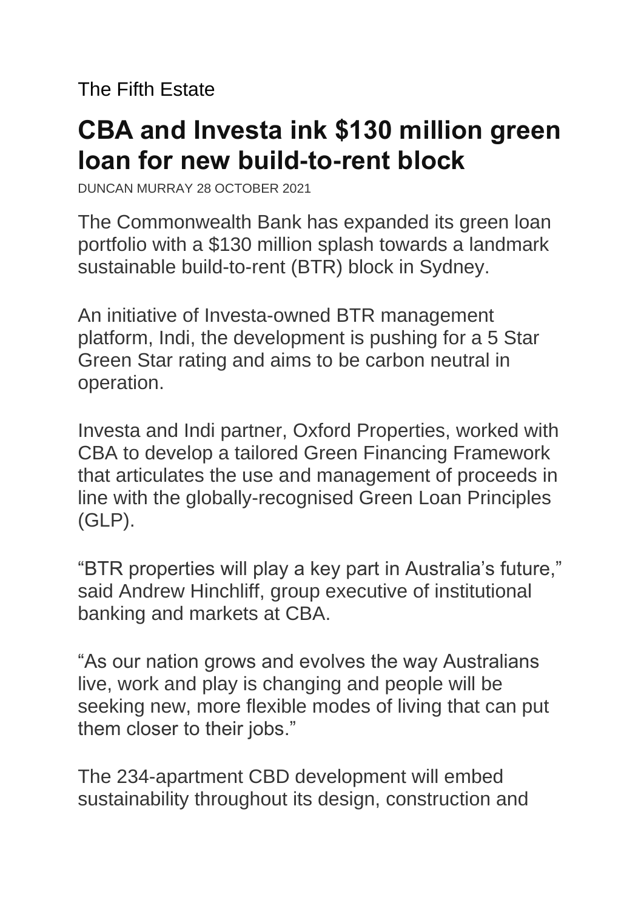The Fifth Estate

# CBA and Investa ink $130 million green loan for new build-to-rent block

DUNCAN MURRAY 28 OCTOBER 2021

The Commonwealth Bank has expanded its green loan portfolio with a $130 million splash towards a landmark sustainable build-to-rent (BTR) block in Sydney.

An initiative of Investa-owned BTR management platform, Indi, the development is pushing for a 5 Star Green Star rating and aims to be carbon neutral in operation.

Investa and Indi partner, Oxford Properties, worked with CBA to develop a tailored Green Financing Framework that articulates the use and management of proceeds in line with the globally-recognised Green Loan Principles (GLP).

“BTR properties will play a key part in Australia’s future,” said Andrew Hinchliff, group executive of institutional banking and markets at CBA.

“As our nation grows and evolves the way Australians live, work and play is changing and people will be seeking new, more flexible modes of living that can put them closer to their jobs.”

The 234-apartment CBD development will embed sustainability throughout its design, construction and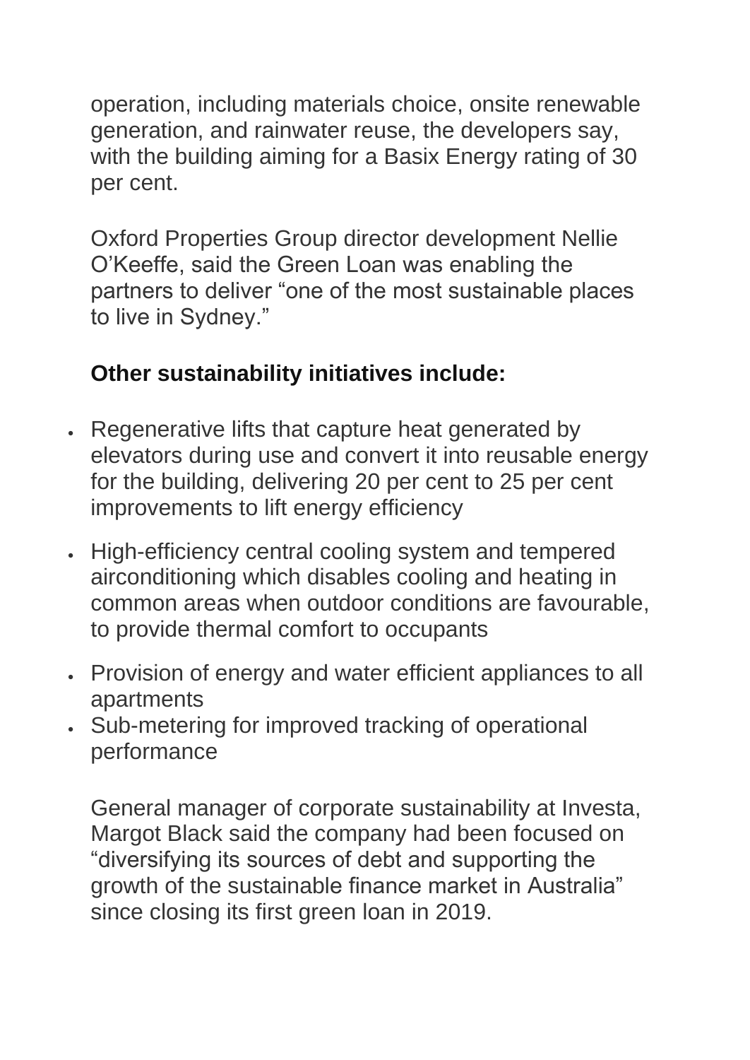operation, including materials choice, onsite renewable generation, and rainwater reuse, the developers say, with the building aiming for a Basix Energy rating of 30 per cent.

Oxford Properties Group director development Nellie O'Keeffe, said the Green Loan was enabling the partners to deliver "one of the most sustainable places to live in Sydney."

**Other sustainability initiatives include:**

- Regenerative lifts that capture heat generated by elevators during use and convert it into reusable energy for the building, delivering 20 per cent to 25 per cent improvements to lift energy efficiency
- High-efficiency central cooling system and tempered airconditioning which disables cooling and heating in common areas when outdoor conditions are favourable, to provide thermal comfort to occupants
- Provision of energy and water efficient appliances to all apartments
- Sub-metering for improved tracking of operational performance

General manager of corporate sustainability at Investa, Margot Black said the company had been focused on "diversifying its sources of debt and supporting the growth of the sustainable finance market in Australia" since closing its first green loan in 2019.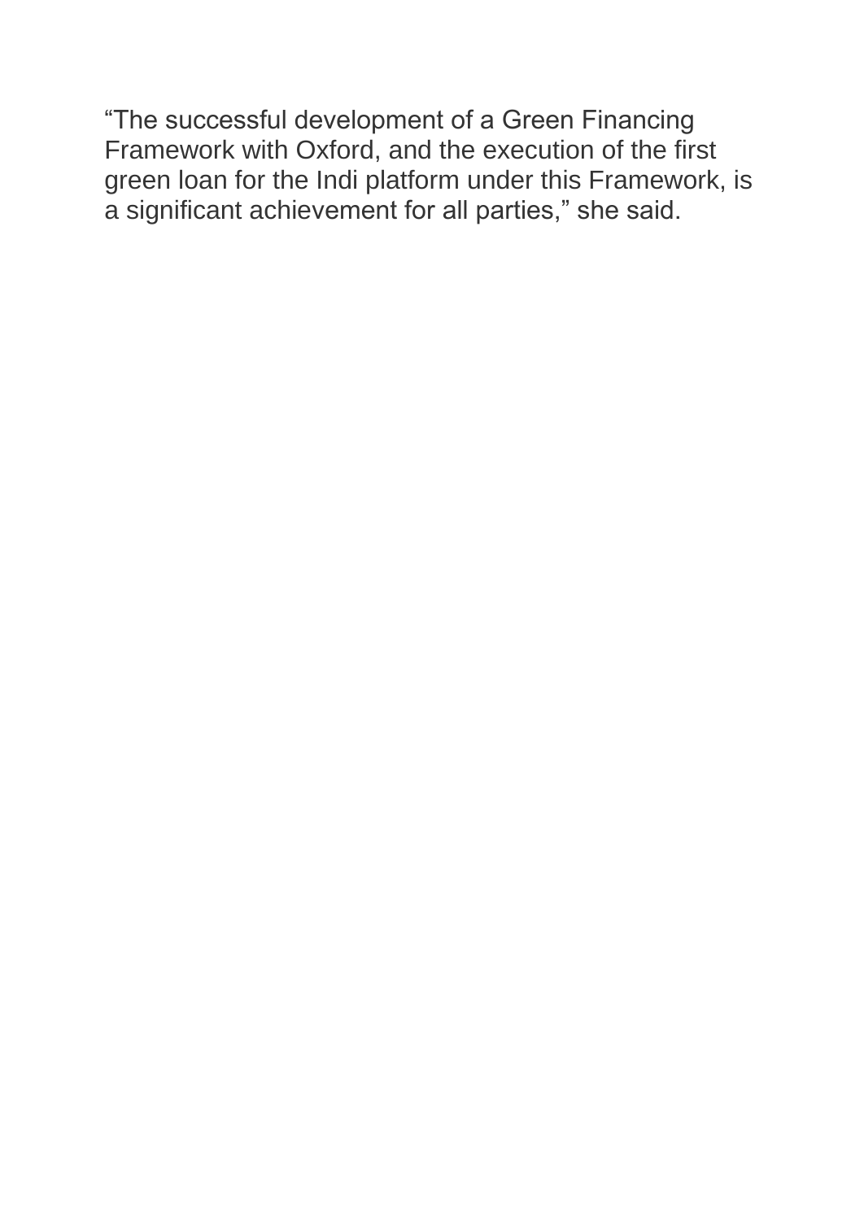"The successful development of a Green Financing Framework with Oxford, and the execution of the first green loan for the Indi platform under this Framework, is a significant achievement for all parties," she said.